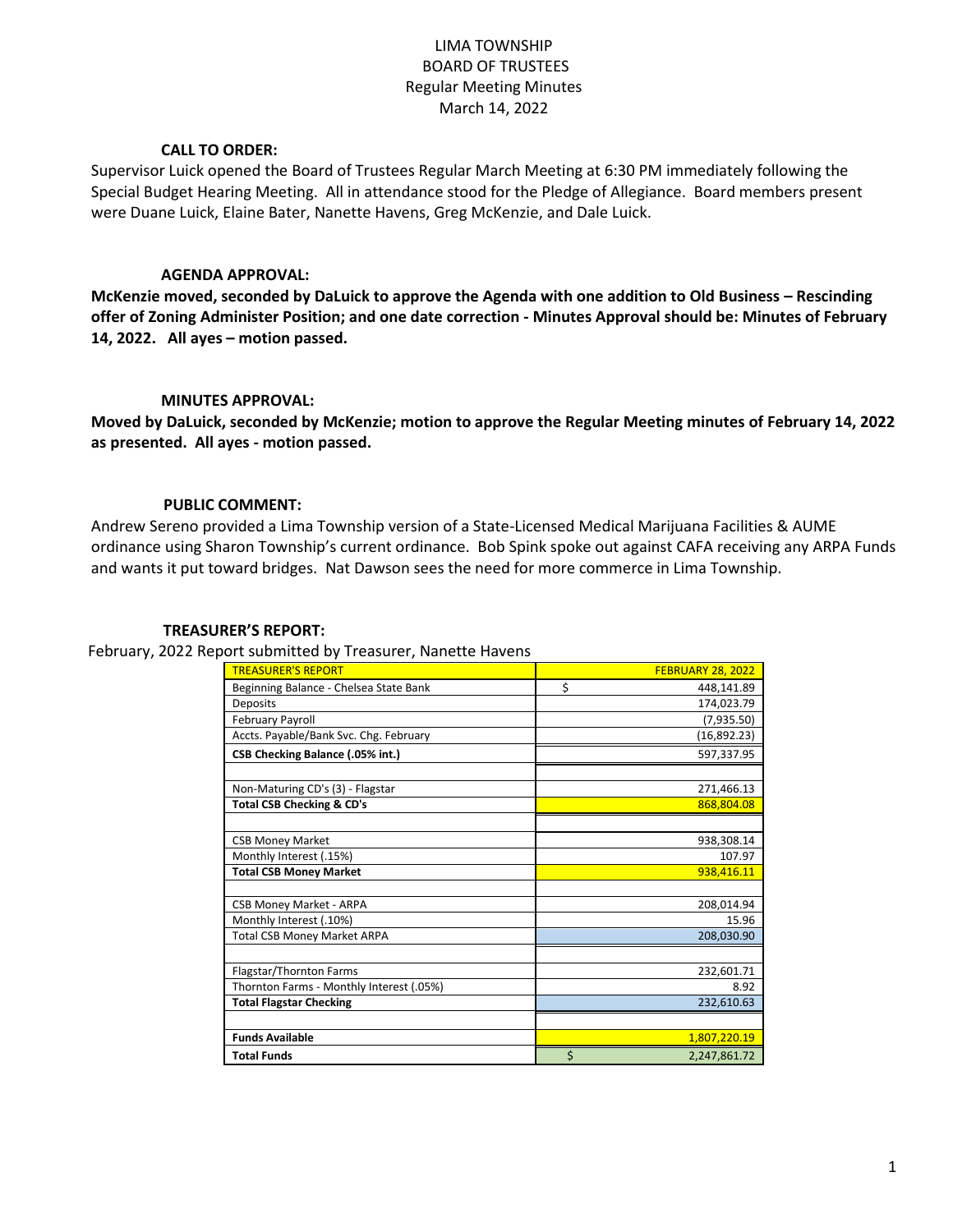# LIMA TOWNSHIP
# BOARD OF TRUSTEES
## Regular Meeting Minutes
## March 14, 2022

### CALL TO ORDER:

Supervisor Luick opened the Board of Trustees Regular March Meeting at 6:30 PM immediately following the Special Budget Hearing Meeting. All in attendance stood for the Pledge of Allegiance. Board members present were Duane Luick, Elaine Bater, Nanette Havens, Greg McKenzie, and Dale Luick.

### AGENDA APPROVAL:

**McKenzie moved, seconded by DaLuick to approve the Agenda with one addition to Old Business – Rescinding offer of Zoning Administer Position; and one date correction - Minutes Approval should be: Minutes of February 14, 2022. All ayes – motion passed.**

### MINUTES APPROVAL:

**Moved by DaLuick, seconded by McKenzie; motion to approve the Regular Meeting minutes of February 14, 2022 as presented. All ayes - motion passed.**

### PUBLIC COMMENT:

Andrew Sereno provided a Lima Township version of a State-Licensed Medical Marijuana Facilities & AUME ordinance using Sharon Township's current ordinance. Bob Spink spoke out against CAFA receiving any ARPA Funds and wants it put toward bridges. Nat Dawson sees the need for more commerce in Lima Township.

### TREASURER'S REPORT:

February, 2022 Report submitted by Treasurer, Nanette Havens

| TREASURER'S REPORT | FEBRUARY 28, 2022 |
|---|---|
| Beginning Balance - Chelsea State Bank | $ 448,141.89 |
| Deposits | 174,023.79 |
| February Payroll | (7,935.50) |
| Accts. Payable/Bank Svc. Chg. February | (16,892.23) |
| **CSB Checking Balance (.05% int.)** | 597,337.95 |
| | |
| Non-Maturing CD's (3) - Flagstar | 271,466.13 |
| **Total CSB Checking & CD's** | 868,804.08 |
| | |
| CSB Money Market | 938,308.14 |
| Monthly Interest (.15%) | 107.97 |
| **Total CSB Money Market** | 938,416.11 |
| | |
| CSB Money Market - ARPA | 208,014.94 |
| Monthly Interest (.10%) | 15.96 |
| Total CSB Money Market ARPA | 208,030.90 |
| | |
| Flagstar/Thornton Farms | 232,601.71 |
| Thornton Farms - Monthly Interest (.05%) | 8.92 |
| **Total Flagstar Checking** | 232,610.63 |
| | |
| **Funds Available** | 1,807,220.19 |
| **Total Funds** | $ 2,247,861.72 |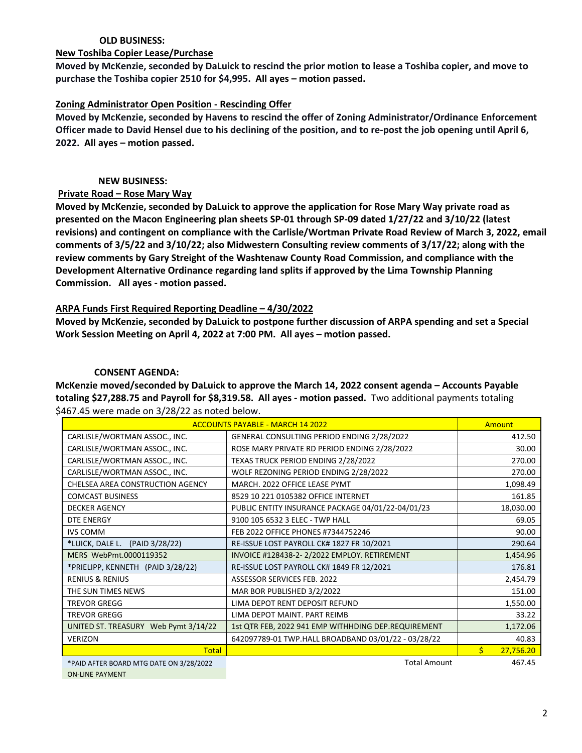**OLD BUSINESS:**

**New Toshiba Copier Lease/Purchase**

**Moved by McKenzie, seconded by DaLuick to rescind the prior motion to lease a Toshiba copier, and move to purchase the Toshiba copier 2510 for $4,995. All ayes – motion passed.**

**Zoning Administrator Open Position - Rescinding Offer**

**Moved by McKenzie, seconded by Havens to rescind the offer of Zoning Administrator/Ordinance Enforcement Officer made to David Hensel due to his declining of the position, and to re-post the job opening until April 6, 2022. All ayes – motion passed.**

**NEW BUSINESS:**

**Private Road – Rose Mary Way**

**Moved by McKenzie, seconded by DaLuick to approve the application for Rose Mary Way private road as presented on the Macon Engineering plan sheets SP-01 through SP-09 dated 1/27/22 and 3/10/22 (latest revisions) and contingent on compliance with the Carlisle/Wortman Private Road Review of March 3, 2022, email comments of 3/5/22 and 3/10/22; also Midwestern Consulting review comments of 3/17/22; along with the review comments by Gary Streight of the Washtenaw County Road Commission, and compliance with the Development Alternative Ordinance regarding land splits if approved by the Lima Township Planning Commission. All ayes - motion passed.**

**ARPA Funds First Required Reporting Deadline – 4/30/2022**

**Moved by McKenzie, seconded by DaLuick to postpone further discussion of ARPA spending and set a Special Work Session Meeting on April 4, 2022 at 7:00 PM. All ayes – motion passed.**

**CONSENT AGENDA:**

**McKenzie moved/seconded by DaLuick to approve the March 14, 2022 consent agenda – Accounts Payable totaling $27,288.75 and Payroll for $8,319.58. All ayes - motion passed.** Two additional payments totaling $467.45 were made on 3/28/22 as noted below.

| ACCOUNTS PAYABLE - MARCH 14 2022 | | Amount |
|---|---|---|
| CARLISLE/WORTMAN ASSOC., INC. | GENERAL CONSULTING PERIOD ENDING 2/28/2022 | 412.50 |
| CARLISLE/WORTMAN ASSOC., INC. | ROSE MARY PRIVATE RD PERIOD ENDING 2/28/2022 | 30.00 |
| CARLISLE/WORTMAN ASSOC., INC. | TEXAS TRUCK PERIOD ENDING 2/28/2022 | 270.00 |
| CARLISLE/WORTMAN ASSOC., INC. | WOLF REZONING PERIOD ENDING 2/28/2022 | 270.00 |
| CHELSEA AREA CONSTRUCTION AGENCY | MARCH. 2022 OFFICE LEASE PYMT | 1,098.49 |
| COMCAST BUSINESS | 8529 10 221 0105382 OFFICE INTERNET | 161.85 |
| DECKER AGENCY | PUBLIC ENTITY INSURANCE PACKAGE 04/01/22-04/01/23 | 18,030.00 |
| DTE ENERGY | 9100 105 6532 3 ELEC - TWP HALL | 69.05 |
| IVS COMM | FEB 2022 OFFICE PHONES #7344752246 | 90.00 |
| *LUICK, DALE L. (PAID 3/28/22) | RE-ISSUE LOST PAYROLL CK# 1827 FR 10/2021 | 290.64 |
| MERS WebPmt.0000119352 | INVOICE #128438-2- 2/2022 EMPLOY. RETIREMENT | 1,454.96 |
| *PRIELIPP, KENNETH (PAID 3/28/22) | RE-ISSUE LOST PAYROLL CK# 1849 FR 12/2021 | 176.81 |
| RENIUS & RENIUS | ASSESSOR SERVICES FEB. 2022 | 2,454.79 |
| THE SUN TIMES NEWS | MAR BOR PUBLISHED 3/2/2022 | 151.00 |
| TREVOR GREGG | LIMA DEPOT RENT DEPOSIT REFUND | 1,550.00 |
| TREVOR GREGG | LIMA DEPOT MAINT. PART REIMB | 33.22 |
| UNITED ST. TREASURY Web Pymt 3/14/22 | 1st QTR FEB, 2022 941 EMP WITHHDING DEP.REQUIREMENT | 1,172.06 |
| VERIZON | 642097789-01 TWP.HALL BROADBAND 03/01/22 - 03/28/22 | 40.83 |
| Total | | $ 27,756.20 |
| *PAID AFTER BOARD MTG DATE ON 3/28/2022 | Total Amount | 467.45 |
| ON-LINE PAYMENT | | |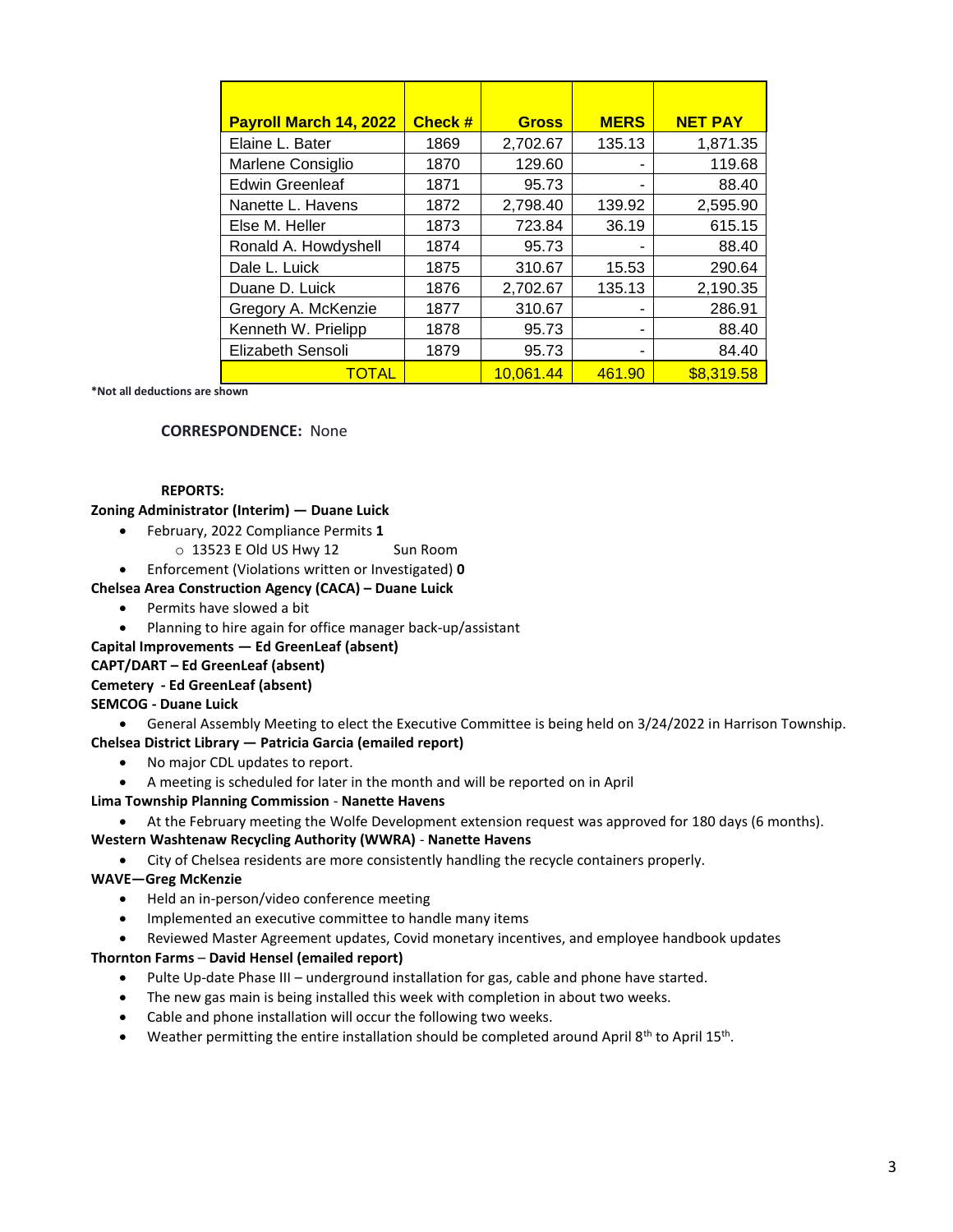| Payroll March 14, 2022 | Check # | Gross | MERS | NET PAY |
|---|---|---|---|---|
| Elaine L. Bater | 1869 | 2,702.67 | 135.13 | 1,871.35 |
| Marlene Consiglio | 1870 | 129.60 | - | 119.68 |
| Edwin Greenleaf | 1871 | 95.73 | - | 88.40 |
| Nanette L. Havens | 1872 | 2,798.40 | 139.92 | 2,595.90 |
| Else M. Heller | 1873 | 723.84 | 36.19 | 615.15 |
| Ronald A. Howdyshell | 1874 | 95.73 | - | 88.40 |
| Dale L. Luick | 1875 | 310.67 | 15.53 | 290.64 |
| Duane D. Luick | 1876 | 2,702.67 | 135.13 | 2,190.35 |
| Gregory A. McKenzie | 1877 | 310.67 | - | 286.91 |
| Kenneth W. Prielipp | 1878 | 95.73 | - | 88.40 |
| Elizabeth Sensoli | 1879 | 95.73 | - | 84.40 |
| TOTAL | | 10,061.44 | 461.90 | $8,319.58 |

**\*Not all deductions are shown**

**CORRESPONDENCE:** None

**REPORTS:**

**Zoning Administrator (Interim) — Duane Luick**

- February, 2022 Compliance Permits **1**
  - 13523 E Old US Hwy 12 Sun Room
- Enforcement (Violations written or Investigated) **0**

**Chelsea Area Construction Agency (CACA) – Duane Luick**

- Permits have slowed a bit
- Planning to hire again for office manager back-up/assistant

**Capital Improvements — Ed GreenLeaf (absent)**

**CAPT/DART – Ed GreenLeaf (absent)**

**Cemetery - Ed GreenLeaf (absent)**

**SEMCOG - Duane Luick**

- General Assembly Meeting to elect the Executive Committee is being held on 3/24/2022 in Harrison Township.

**Chelsea District Library — Patricia Garcia (emailed report)**

- No major CDL updates to report.
- A meeting is scheduled for later in the month and will be reported on in April

**Lima Township Planning Commission - Nanette Havens**

- At the February meeting the Wolfe Development extension request was approved for 180 days (6 months).

**Western Washtenaw Recycling Authority (WWRA) - Nanette Havens**

- City of Chelsea residents are more consistently handling the recycle containers properly.

**WAVE—Greg McKenzie**

- Held an in-person/video conference meeting
- Implemented an executive committee to handle many items
- Reviewed Master Agreement updates, Covid monetary incentives, and employee handbook updates

**Thornton Farms – David Hensel (emailed report)**

- Pulte Up-date Phase III – underground installation for gas, cable and phone have started.
- The new gas main is being installed this week with completion in about two weeks.
- Cable and phone installation will occur the following two weeks.
- Weather permitting the entire installation should be completed around April 8th to April 15th.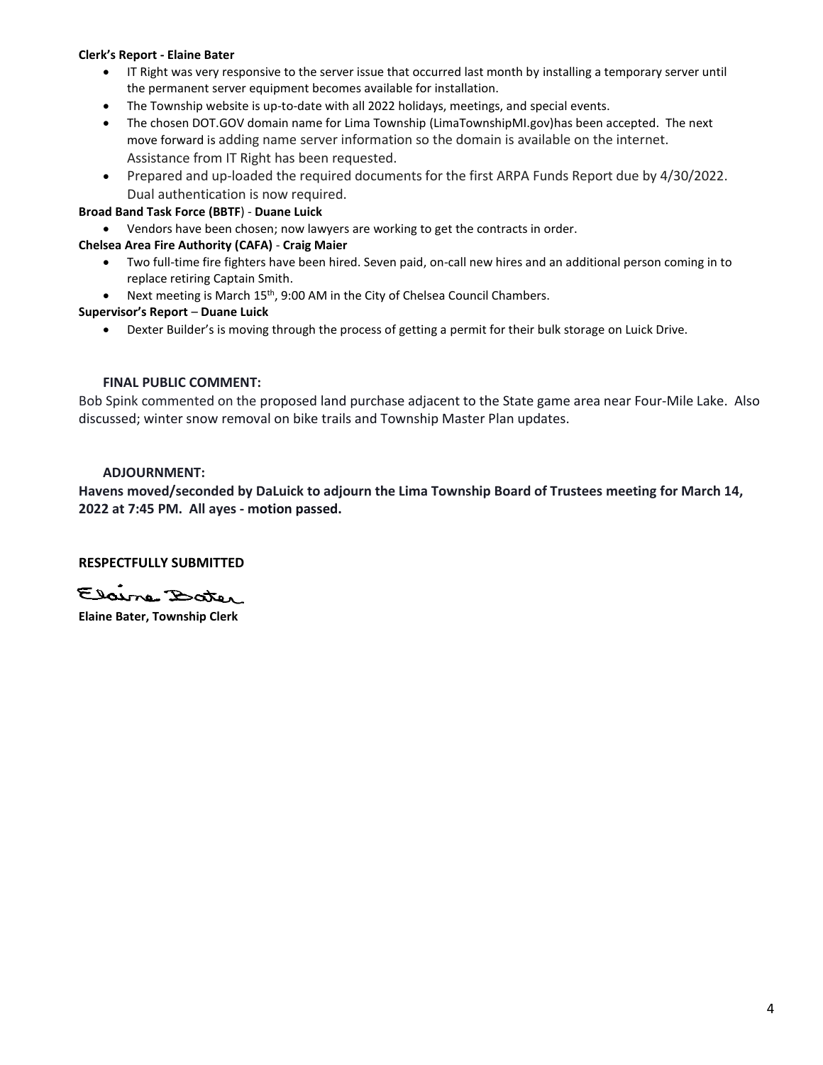**Clerk's Report - Elaine Bater**

- IT Right was very responsive to the server issue that occurred last month by installing a temporary server until the permanent server equipment becomes available for installation.
- The Township website is up-to-date with all 2022 holidays, meetings, and special events.
- The chosen DOT.GOV domain name for Lima Township (LimaTownshipMI.gov)has been accepted. The next move forward is adding name server information so the domain is available on the internet. Assistance from IT Right has been requested.
- Prepared and up-loaded the required documents for the first ARPA Funds Report due by 4/30/2022. Dual authentication is now required.

**Broad Band Task Force (BBTF) - Duane Luick**

- Vendors have been chosen; now lawyers are working to get the contracts in order.

**Chelsea Area Fire Authority (CAFA) - Craig Maier**

- Two full-time fire fighters have been hired. Seven paid, on-call new hires and an additional person coming in to replace retiring Captain Smith.
- Next meeting is March 15th, 9:00 AM in the City of Chelsea Council Chambers.

**Supervisor's Report – Duane Luick**

- Dexter Builder's is moving through the process of getting a permit for their bulk storage on Luick Drive.

**FINAL PUBLIC COMMENT:**

Bob Spink commented on the proposed land purchase adjacent to the State game area near Four-Mile Lake. Also discussed; winter snow removal on bike trails and Township Master Plan updates.

**ADJOURNMENT:**

**Havens moved/seconded by DaLuick to adjourn the Lima Township Board of Trustees meeting for March 14, 2022 at 7:45 PM. All ayes - motion passed.**

**RESPECTFULLY SUBMITTED**

Elaine Bater

**Elaine Bater, Township Clerk**